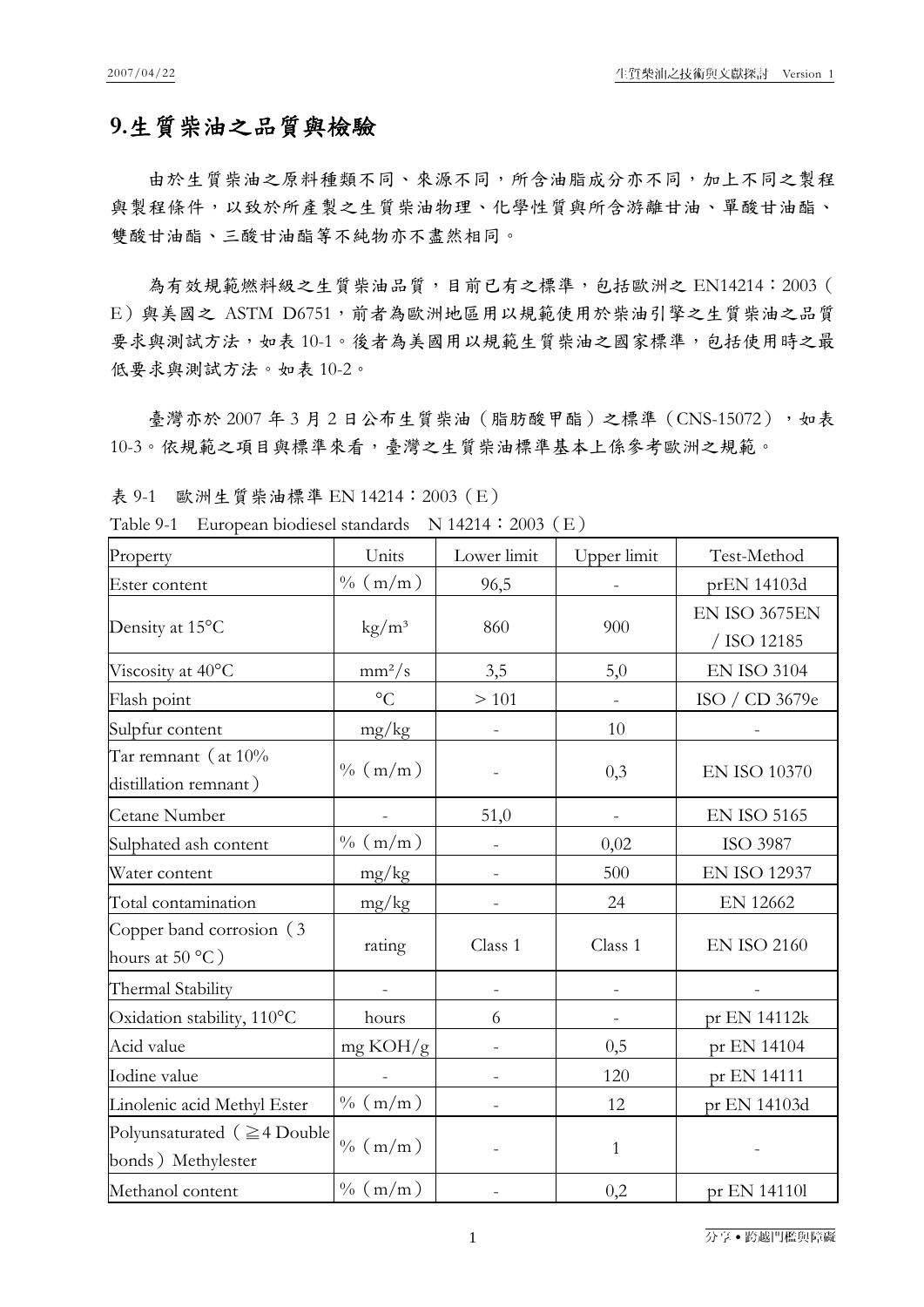# 9.生質柴油之品質與檢驗

由於生質柴油之原料種類不同、來源不同，所含油脂成分亦不同，加上不同之製程與製程條件，以致於所產製之生質柴油物理、化學性質與所含游離甘油、單酸甘油酯、雙酸甘油酯、三酸甘油酯等不純物亦不盡然相同。

為有效規範燃料級之生質柴油品質，目前已有之標準，包括歐洲之 EN14214：2003（E）與美國之 ASTM D6751，前者為歐洲地區用以規範使用於柴油引擎之生質柴油之品質要求與測試方法，如表 10-1。後者為美國用以規範生質柴油之國家標準，包括使用時之最低要求與測試方法。如表 10-2。

臺灣亦於 2007 年 3 月 2 日公布生質柴油（脂肪酸甲酯）之標準（CNS-15072），如表 10-3。依規範之項目與標準來看，臺灣之生質柴油標準基本上係參考歐洲之規範。

表 9-1　歐洲生質柴油標準 EN 14214：2003（E）

Table 9-1　European biodiesel standards　N 14214：2003（E）

| Property | Units | Lower limit | Upper limit | Test-Method |
|---|---|---|---|---|
| Ester content | %（m/m） | 96,5 | - | prEN 14103d |
| Density at 15°C | kg/m³ | 860 | 900 | EN ISO 3675EN / ISO 12185 |
| Viscosity at 40°C | mm²/s | 3,5 | 5,0 | EN ISO 3104 |
| Flash point | °C | > 101 | - | ISO / CD 3679e |
| Sulpfur content | mg/kg | - | 10 | - |
| Tar remnant（at 10% distillation remnant） | %（m/m） | - | 0,3 | EN ISO 10370 |
| Cetane Number | - | 51,0 | - | EN ISO 5165 |
| Sulphated ash content | %（m/m） | - | 0,02 | ISO 3987 |
| Water content | mg/kg | - | 500 | EN ISO 12937 |
| Total contamination | mg/kg | - | 24 | EN 12662 |
| Copper band corrosion（3 hours at 50 °C） | rating | Class 1 | Class 1 | EN ISO 2160 |
| Thermal Stability | - | - | - | - |
| Oxidation stability, 110°C | hours | 6 | - | pr EN 14112k |
| Acid value | mg KOH/g | - | 0,5 | pr EN 14104 |
| Iodine value | - | - | 120 | pr EN 14111 |
| Linolenic acid Methyl Ester | %（m/m） | - | 12 | pr EN 14103d |
| Polyunsaturated（≧4 Double bonds）Methylester | %（m/m） | - | 1 | - |
| Methanol content | %（m/m） | - | 0,2 | pr EN 14110l |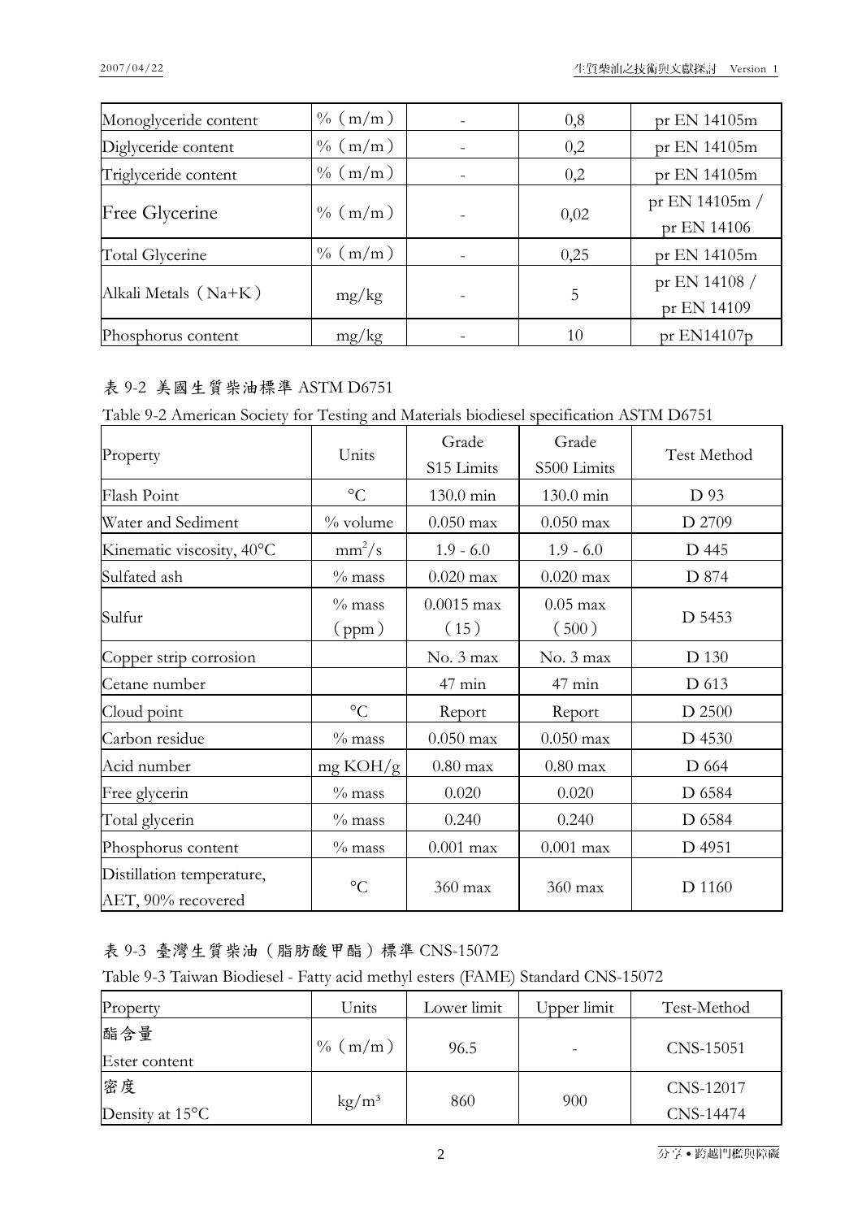| | | | | |
|---|---|---|---|---|
| Monoglyceride content | %（m/m） | - | 0,8 | pr EN 14105m |
| Diglyceride content | %（m/m） | - | 0,2 | pr EN 14105m |
| Triglyceride content | %（m/m） | - | 0,2 | pr EN 14105m |
| Free Glycerine | %（m/m） | - | 0,02 | pr EN 14105m / pr EN 14106 |
| Total Glycerine | %（m/m） | - | 0,25 | pr EN 14105m |
| Alkali Metals（Na+K） | mg/kg | - | 5 | pr EN 14108 / pr EN 14109 |
| Phosphorus content | mg/kg | - | 10 | pr EN14107p |

表 9-2 美國生質柴油標準 ASTM D6751

Table 9-2 American Society for Testing and Materials biodiesel specification ASTM D6751

| Property | Units | Grade S15 Limits | Grade S500 Limits | Test Method |
|---|---|---|---|---|
| Flash Point | °C | 130.0 min | 130.0 min | D 93 |
| Water and Sediment | % volume | 0.050 max | 0.050 max | D 2709 |
| Kinematic viscosity, 40°C | $mm^2/s$ | 1.9 - 6.0 | 1.9 - 6.0 | D 445 |
| Sulfated ash | % mass | 0.020 max | 0.020 max | D 874 |
| Sulfur | % mass（ppm） | 0.0015 max（15） | 0.05 max（500） | D 5453 |
| Copper strip corrosion | | No. 3 max | No. 3 max | D 130 |
| Cetane number | | 47 min | 47 min | D 613 |
| Cloud point | °C | Report | Report | D 2500 |
| Carbon residue | % mass | 0.050 max | 0.050 max | D 4530 |
| Acid number | mg KOH/g | 0.80 max | 0.80 max | D 664 |
| Free glycerin | % mass | 0.020 | 0.020 | D 6584 |
| Total glycerin | % mass | 0.240 | 0.240 | D 6584 |
| Phosphorus content | % mass | 0.001 max | 0.001 max | D 4951 |
| Distillation temperature, AET, 90% recovered | °C | 360 max | 360 max | D 1160 |

表 9-3 臺灣生質柴油（脂肪酸甲酯）標準 CNS-15072

Table 9-3 Taiwan Biodiesel - Fatty acid methyl esters (FAME) Standard CNS-15072

| Property | Units | Lower limit | Upper limit | Test-Method |
|---|---|---|---|---|
| 酯含量 Ester content | %（m/m） | 96.5 | - | CNS-15051 |
| 密度 Density at 15°C | $kg/m^3$ | 860 | 900 | CNS-12017 CNS-14474 |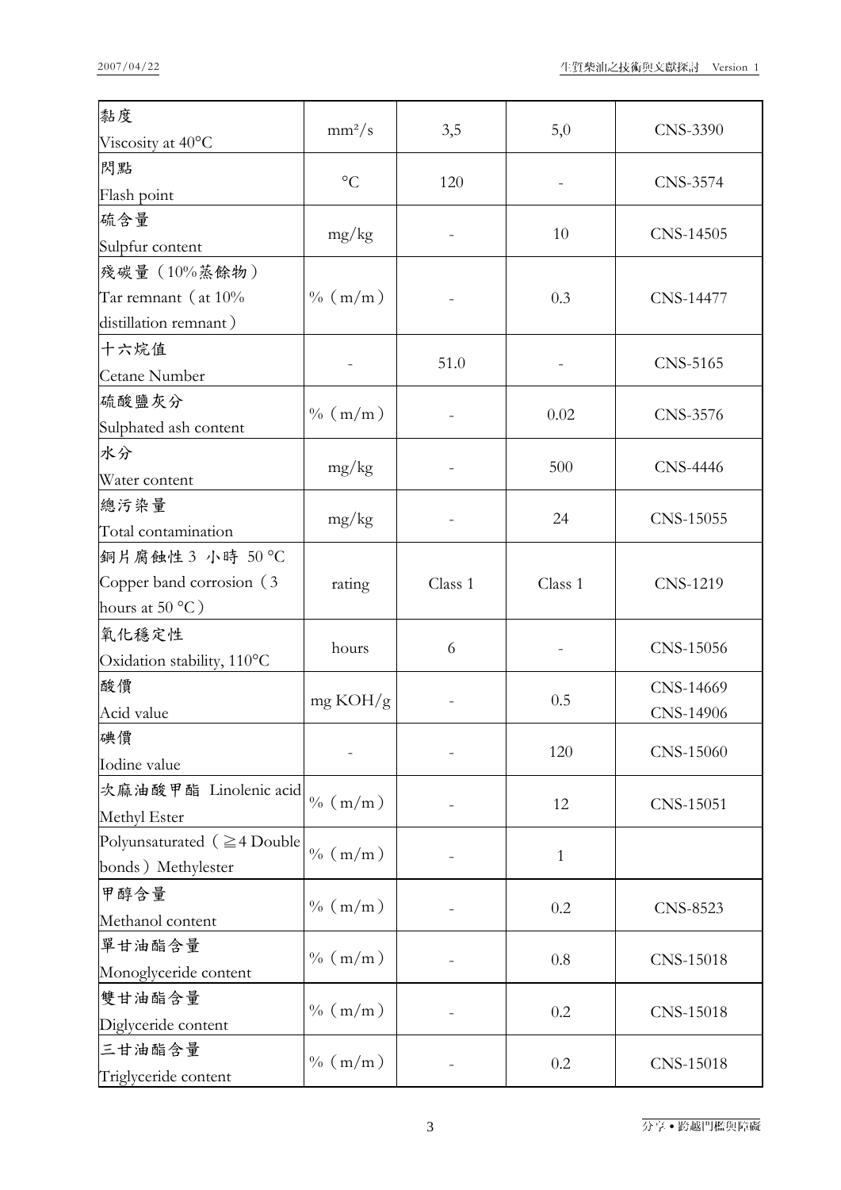| 黏度<br>Viscosity at 40°C | mm²/s | 3,5 | 5,0 | CNS-3390 |
|---|---|---|---|---|
| 閃點<br>Flash point | °C | 120 | - | CNS-3574 |
| 硫含量<br>Sulpfur content | mg/kg | - | 10 | CNS-14505 |
| 殘碳量（10%蒸餘物）<br>Tar remnant（at 10% distillation remnant） | %（m/m） | - | 0.3 | CNS-14477 |
| 十六烷值<br>Cetane Number | - | 51.0 | - | CNS-5165 |
| 硫酸鹽灰分<br>Sulphated ash content | %（m/m） | - | 0.02 | CNS-3576 |
| 水分<br>Water content | mg/kg | - | 500 | CNS-4446 |
| 總污染量<br>Total contamination | mg/kg | - | 24 | CNS-15055 |
| 銅片腐蝕性 3 小時 50 °C<br>Copper band corrosion（3 hours at 50 °C） | rating | Class 1 | Class 1 | CNS-1219 |
| 氧化穩定性<br>Oxidation stability, 110°C | hours | 6 | - | CNS-15056 |
| 酸價<br>Acid value | mg KOH/g | - | 0.5 | CNS-14669<br>CNS-14906 |
| 碘價<br>Iodine value | - | - | 120 | CNS-15060 |
| 次麻油酸甲酯 Linolenic acid Methyl Ester | %（m/m） | - | 12 | CNS-15051 |
| Polyunsaturated（≧4 Double bonds）Methylester | %（m/m） | - | 1 | |
| 甲醇含量<br>Methanol content | %（m/m） | - | 0.2 | CNS-8523 |
| 單甘油酯含量<br>Monoglyceride content | %（m/m） | - | 0.8 | CNS-15018 |
| 雙甘油酯含量<br>Diglyceride content | %（m/m） | - | 0.2 | CNS-15018 |
| 三甘油酯含量<br>Triglyceride content | %（m/m） | - | 0.2 | CNS-15018 |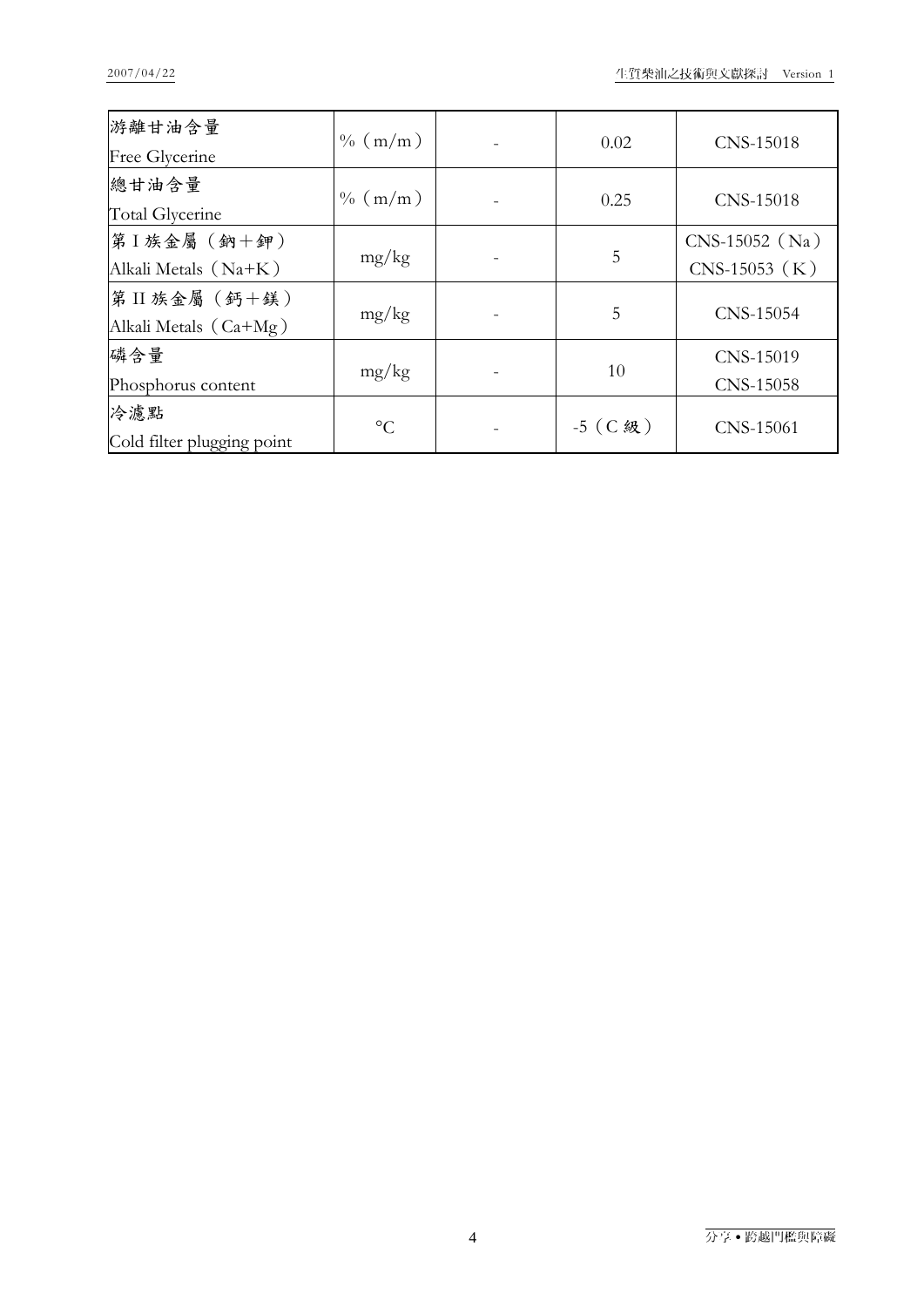| | | | | |
|---|---|---|---|---|
| 游離甘油含量<br>Free Glycerine | %（m/m） | - | 0.02 | CNS-15018 |
| 總甘油含量<br>Total Glycerine | %（m/m） | - | 0.25 | CNS-15018 |
| 第 I 族金屬（鈉＋鉀）<br>Alkali Metals（Na+K） | mg/kg | - | 5 | CNS-15052（Na）<br>CNS-15053（K） |
| 第 II 族金屬（鈣＋鎂）<br>Alkali Metals（Ca+Mg） | mg/kg | - | 5 | CNS-15054 |
| 磷含量<br>Phosphorus content | mg/kg | - | 10 | CNS-15019<br>CNS-15058 |
| 冷濾點<br>Cold filter plugging point | °C | - | -5（C 級） | CNS-15061 |